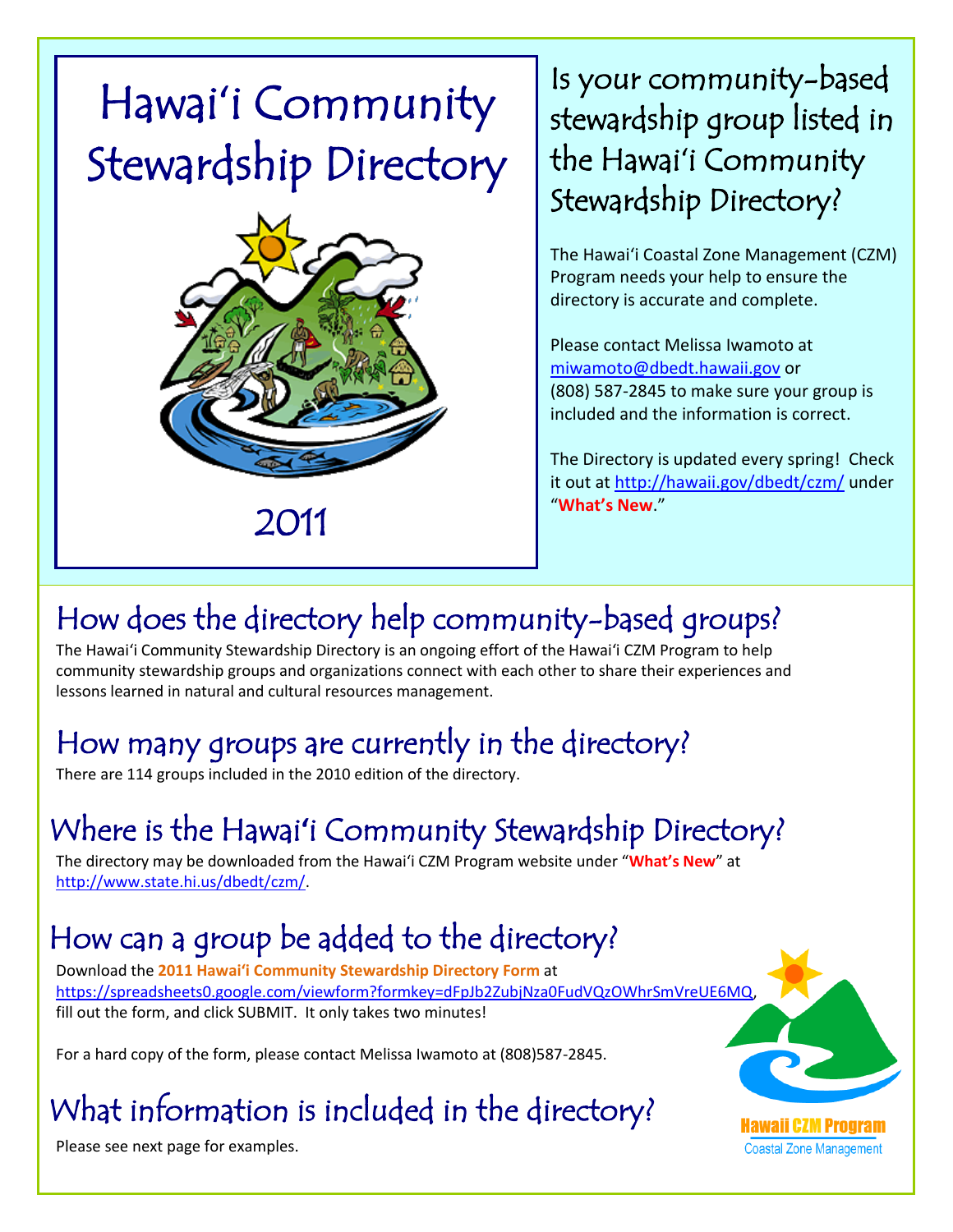# Hawai'i Community Stewardship Directory

2011

## Is your community-based stewardship group listed in the Hawai'i Community Stewardship Directory?

The Hawai'i Coastal Zone Management (CZM) Program needs your help to ensure the directory is accurate and complete.

Please contact Melissa Iwamoto at miwamoto@dbedt.hawaii.gov or (808) 587-2845 to make sure your group is included and the information is correct.

The Directory is updated every spring! Check it out at http://hawaii.gov/dbedt/czm/ under "**What's New**."

## How does the directory help community-based groups?

The Hawai'i Community Stewardship Directory is an ongoing effort of the Hawai'i CZM Program to help community stewardship groups and organizations connect with each other to share their experiences and lessons learned in natural and cultural resources management.

## How many groups are currently in the directory?

There are 114 groups included in the 2010 edition of the directory.

## Where is the Hawai'i Community Stewardship Directory?

The directory may be downloaded from the Hawai'i CZM Program website under "**What's New**" at http://www.state.hi.us/dbedt/czm/.

## How can a group be added to the directory?

Download the **2011 Hawai'i Community Stewardship Directory Form** at https://spreadsheets0.google.com/viewform?formkey=dFpJb2ZubjNza0FudVQzOWhrSmVreUE6MQ, fill out the form, and click SUBMIT. It only takes two minutes!

For a hard copy of the form, please contact Melissa Iwamoto at (808)587-2845.

## What information is included in the directory?

Please see next page for examples.

Hawaii CZM Program
Coastal Zone Management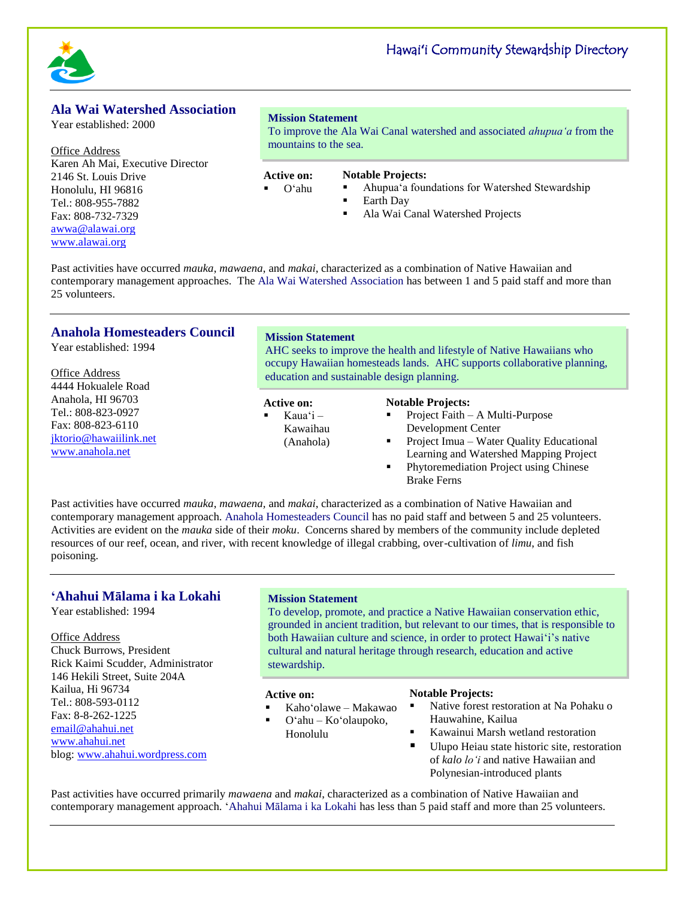## Ala Wai Watershed Association

Year established: 2000

Office Address
Karen Ah Mai, Executive Director
2146 St. Louis Drive
Honolulu, HI 96816
Tel.: 808-955-7882
Fax: 808-732-7329
awwa@alawai.org
www.alawai.org

**Mission Statement**
To improve the Ala Wai Canal watershed and associated *ahupua'a* from the mountains to the sea.

**Active on:**
- O'ahu

**Notable Projects:**
- Ahupua'a foundations for Watershed Stewardship
- Earth Day
- Ala Wai Canal Watershed Projects

Past activities have occurred *mauka*, *mawaena*, and *makai*, characterized as a combination of Native Hawaiian and contemporary management approaches. The Ala Wai Watershed Association has between 1 and 5 paid staff and more than 25 volunteers.

---

## Anahola Homesteaders Council

Year established: 1994

Office Address
4444 Hokualele Road
Anahola, HI 96703
Tel.: 808-823-0927
Fax: 808-823-6110
jktorio@hawaiilink.net
www.anahola.net

**Mission Statement**
AHC seeks to improve the health and lifestyle of Native Hawaiians who occupy Hawaiian homesteads lands. AHC supports collaborative planning, education and sustainable design planning.

**Active on:**
- Kaua'i – Kawaihau (Anahola)

**Notable Projects:**
- Project Faith – A Multi-Purpose Development Center
- Project Imua – Water Quality Educational Learning and Watershed Mapping Project
- Phytoremediation Project using Chinese Brake Ferns

Past activities have occurred *mauka*, *mawaena,* and *makai*, characterized as a combination of Native Hawaiian and contemporary management approach. Anahola Homesteaders Council has no paid staff and between 5 and 25 volunteers. Activities are evident on the *mauka* side of their *moku*. Concerns shared by members of the community include depleted resources of our reef, ocean, and river, with recent knowledge of illegal crabbing, over-cultivation of *limu*, and fish poisoning.

---

## 'Ahahui Mālama i ka Lokahi

Year established: 1994

Office Address
Chuck Burrows, President
Rick Kaimi Scudder, Administrator
146 Hekili Street, Suite 204A
Kailua, Hi 96734
Tel.: 808-593-0112
Fax: 8-8-262-1225
email@ahahui.net
www.ahahui.net
blog: www.ahahui.wordpress.com

**Mission Statement**
To develop, promote, and practice a Native Hawaiian conservation ethic, grounded in ancient tradition, but relevant to our times, that is responsible to both Hawaiian culture and science, in order to protect Hawai'i's native cultural and natural heritage through research, education and active stewardship.

**Active on:**
- Kaho'olawe – Makawao
- O'ahu – Ko'olaupoko, Honolulu

**Notable Projects:**
- Native forest restoration at Na Pohaku o Hauwahine, Kailua
- Kawainui Marsh wetland restoration
- Ulupo Heiau state historic site, restoration of *kalo lo'i* and native Hawaiian and Polynesian-introduced plants

Past activities have occurred primarily *mawaena* and *makai*, characterized as a combination of Native Hawaiian and contemporary management approach. 'Ahahui Mālama i ka Lokahi has less than 5 paid staff and more than 25 volunteers.